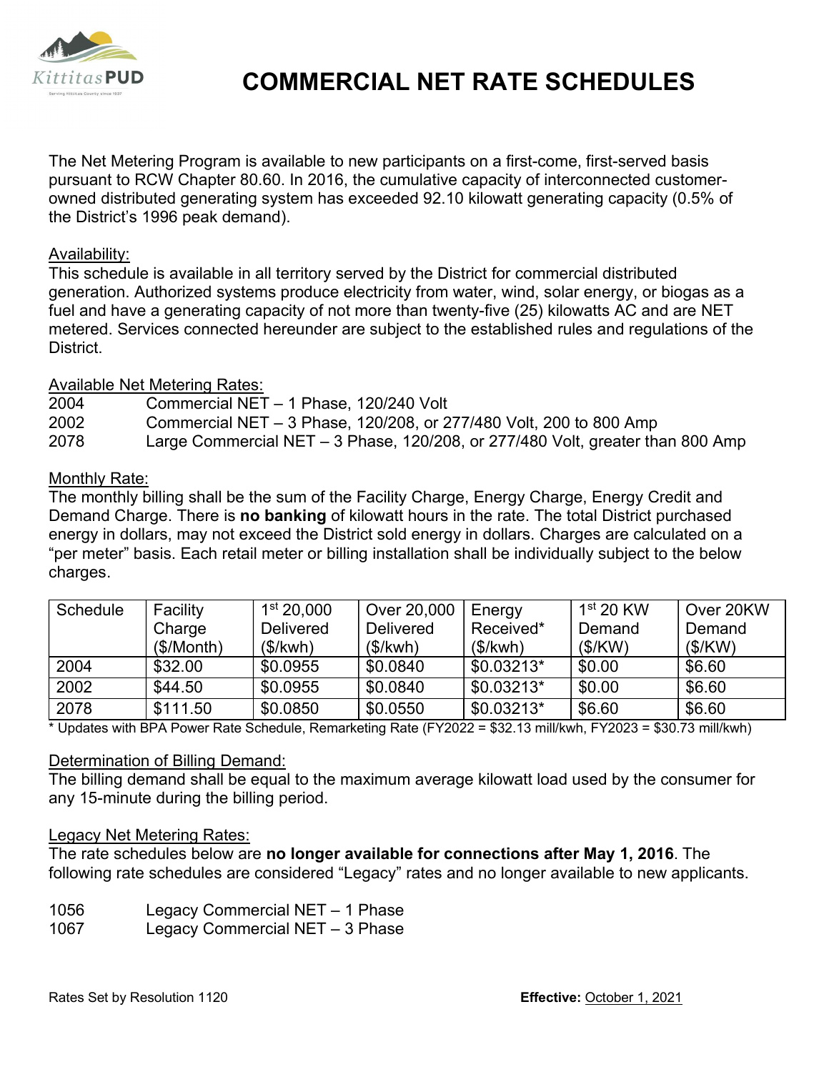# COMMERCIAL NET RATE SCHEDULES

The Net Metering Program is available to new participants on a first-come, first-served basis pursuant to RCW Chapter 80.60. In 2016, the cumulative capacity of interconnected customer-owned distributed generating system has exceeded 92.10 kilowatt generating capacity (0.5% of the District's 1996 peak demand).

## Availability:

This schedule is available in all territory served by the District for commercial distributed generation. Authorized systems produce electricity from water, wind, solar energy, or biogas as a fuel and have a generating capacity of not more than twenty-five (25) kilowatts AC and are NET metered. Services connected hereunder are subject to the established rules and regulations of the District.

## Available Net Metering Rates:

| | |
|---|---|
| 2004 | Commercial NET – 1 Phase, 120/240 Volt |
| 2002 | Commercial NET – 3 Phase, 120/208, or 277/480 Volt, 200 to 800 Amp |
| 2078 | Large Commercial NET – 3 Phase, 120/208, or 277/480 Volt, greater than 800 Amp |

## Monthly Rate:

The monthly billing shall be the sum of the Facility Charge, Energy Charge, Energy Credit and Demand Charge. There is **no banking** of kilowatt hours in the rate. The total District purchased energy in dollars, may not exceed the District sold energy in dollars. Charges are calculated on a "per meter" basis. Each retail meter or billing installation shall be individually subject to the below charges.

| Schedule | Facility Charge ($/Month) | 1st 20,000 Delivered ($/kwh) | Over 20,000 Delivered ($/kwh) | Energy Received* ($/kwh) | 1st 20 KW Demand ($/KW) | Over 20KW Demand ($/KW) |
|---|---|---|---|---|---|---|
| 2004 | $32.00 | $0.0955 | $0.0840 | $0.03213* | $0.00 | $6.60 |
| 2002 | $44.50 | $0.0955 | $0.0840 | $0.03213* | $0.00 | $6.60 |
| 2078 | $111.50 | $0.0850 | $0.0550 | $0.03213* | $6.60 | $6.60 |

* Updates with BPA Power Rate Schedule, Remarketing Rate (FY2022 = $32.13 mill/kwh, FY2023 = $30.73 mill/kwh)

## Determination of Billing Demand:

The billing demand shall be equal to the maximum average kilowatt load used by the consumer for any 15-minute during the billing period.

## Legacy Net Metering Rates:

The rate schedules below are **no longer available for connections after May 1, 2016**. The following rate schedules are considered "Legacy" rates and no longer available to new applicants.

| | |
|---|---|
| 1056 | Legacy Commercial NET – 1 Phase |
| 1067 | Legacy Commercial NET – 3 Phase |

Rates Set by Resolution 1120 **Effective:** October 1, 2021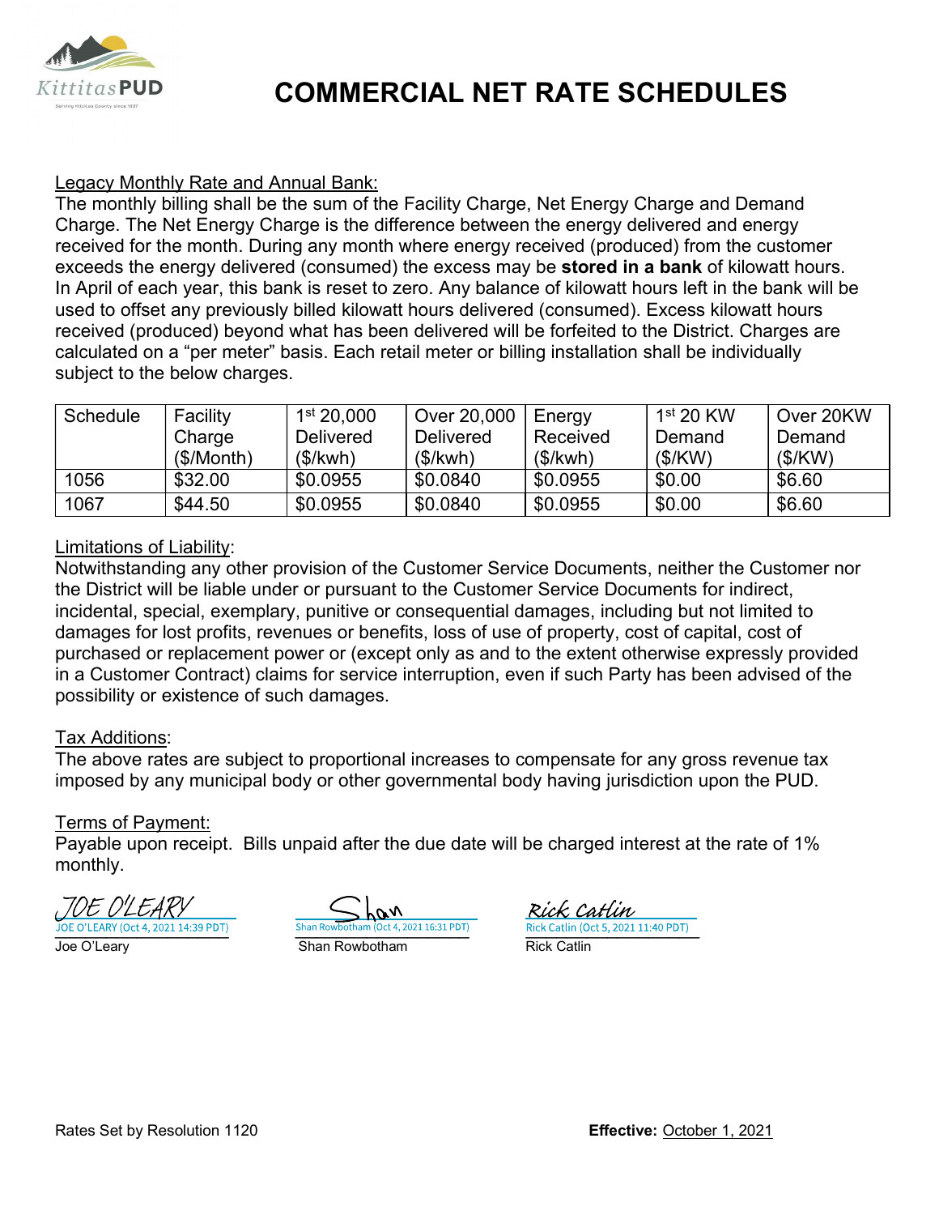# COMMERCIAL NET RATE SCHEDULES

Legacy Monthly Rate and Annual Bank:

The monthly billing shall be the sum of the Facility Charge, Net Energy Charge and Demand Charge. The Net Energy Charge is the difference between the energy delivered and energy received for the month. During any month where energy received (produced) from the customer exceeds the energy delivered (consumed) the excess may be **stored in a bank** of kilowatt hours. In April of each year, this bank is reset to zero. Any balance of kilowatt hours left in the bank will be used to offset any previously billed kilowatt hours delivered (consumed). Excess kilowatt hours received (produced) beyond what has been delivered will be forfeited to the District. Charges are calculated on a "per meter" basis. Each retail meter or billing installation shall be individually subject to the below charges.

| Schedule | Facility Charge ($/Month) | 1st 20,000 Delivered ($/kwh) | Over 20,000 Delivered ($/kwh) | Energy Received ($/kwh) | 1st 20 KW Demand ($/KW) | Over 20KW Demand ($/KW) |
|---|---|---|---|---|---|---|
| 1056 | $32.00 | $0.0955 | $0.0840 | $0.0955 | $0.00 | $6.60 |
| 1067 | $44.50 | $0.0955 | $0.0840 | $0.0955 | $0.00 | $6.60 |

Limitations of Liability:

Notwithstanding any other provision of the Customer Service Documents, neither the Customer nor the District will be liable under or pursuant to the Customer Service Documents for indirect, incidental, special, exemplary, punitive or consequential damages, including but not limited to damages for lost profits, revenues or benefits, loss of use of property, cost of capital, cost of purchased or replacement power or (except only as and to the extent otherwise expressly provided in a Customer Contract) claims for service interruption, even if such Party has been advised of the possibility or existence of such damages.

Tax Additions:

The above rates are subject to proportional increases to compensate for any gross revenue tax imposed by any municipal body or other governmental body having jurisdiction upon the PUD.

Terms of Payment:

Payable upon receipt. Bills unpaid after the due date will be charged interest at the rate of 1% monthly.

JOE O'LEARY (Oct 4, 2021 14:39 PDT)
Joe O'Leary

Shan Rowbotham (Oct 4, 2021 16:31 PDT)
Shan Rowbotham

Rick Catlin (Oct 5, 2021 11:40 PDT)
Rick Catlin

Rates Set by Resolution 1120

**Effective:** October 1, 2021